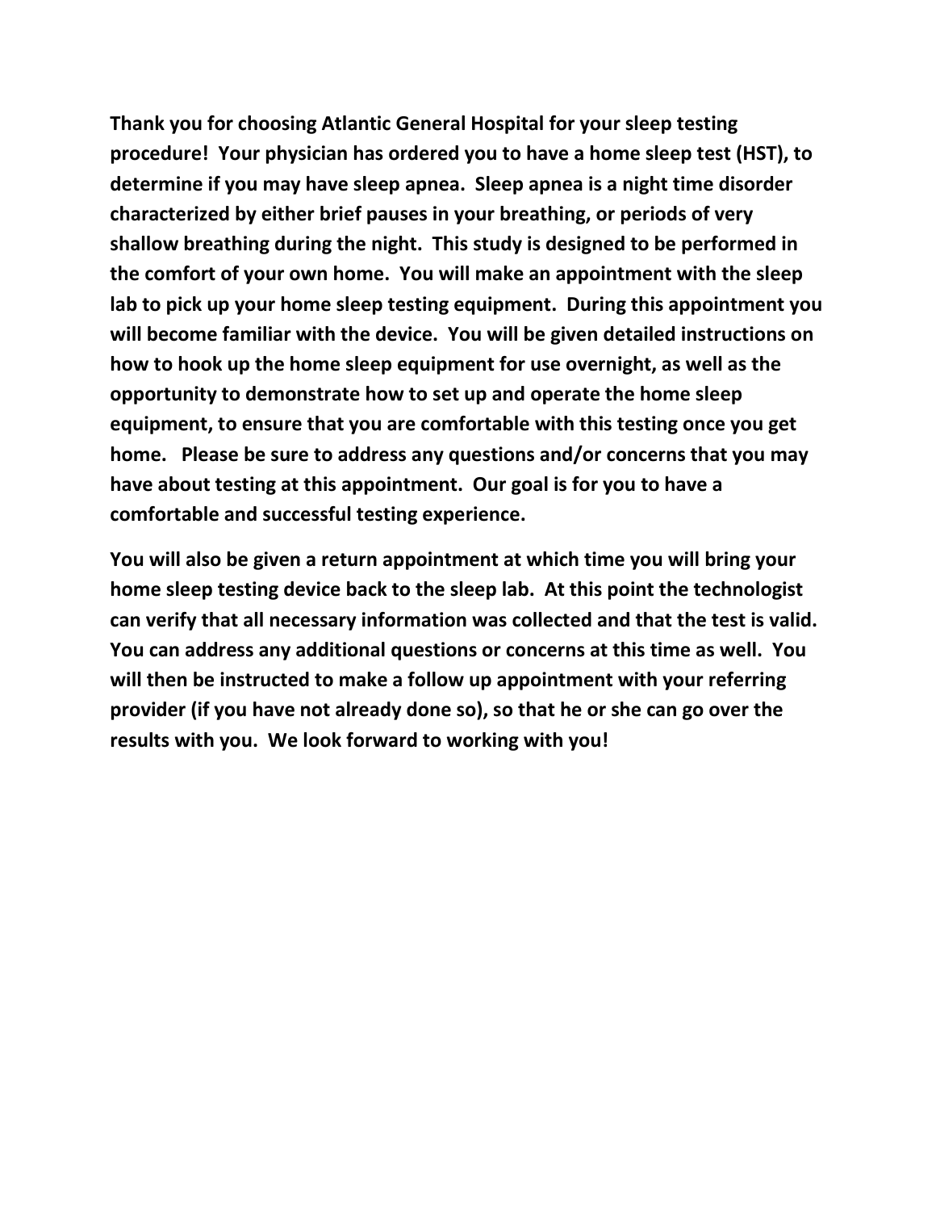**Thank you for choosing Atlantic General Hospital for your sleep testing procedure! Your physician has ordered you to have a home sleep test (HST), to determine if you may have sleep apnea. Sleep apnea is a night time disorder characterized by either brief pauses in your breathing, or periods of very shallow breathing during the night. This study is designed to be performed in the comfort of your own home. You will make an appointment with the sleep lab to pick up your home sleep testing equipment. During this appointment you will become familiar with the device. You will be given detailed instructions on how to hook up the home sleep equipment for use overnight, as well as the opportunity to demonstrate how to set up and operate the home sleep equipment, to ensure that you are comfortable with this testing once you get home. Please be sure to address any questions and/or concerns that you may have about testing at this appointment. Our goal is for you to have a comfortable and successful testing experience.**

**You will also be given a return appointment at which time you will bring your home sleep testing device back to the sleep lab. At this point the technologist can verify that all necessary information was collected and that the test is valid. You can address any additional questions or concerns at this time as well. You will then be instructed to make a follow up appointment with your referring provider (if you have not already done so), so that he or she can go over the results with you. We look forward to working with you!**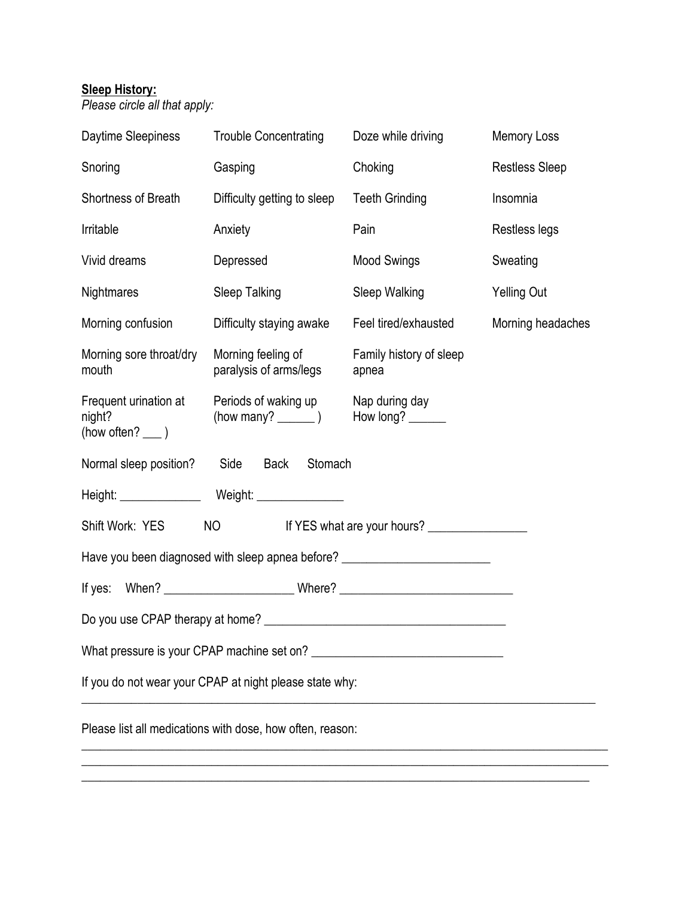**Sleep History:**

*Please circle all that apply:*

| | | | |
|---|---|---|---|
| Daytime Sleepiness | Trouble Concentrating | Doze while driving | Memory Loss |
| Snoring | Gasping | Choking | Restless Sleep |
| Shortness of Breath | Difficulty getting to sleep | Teeth Grinding | Insomnia |
| Irritable | Anxiety | Pain | Restless legs |
| Vivid dreams | Depressed | Mood Swings | Sweating |
| Nightmares | Sleep Talking | Sleep Walking | Yelling Out |
| Morning confusion | Difficulty staying awake | Feel tired/exhausted | Morning headaches |
| Morning sore throat/dry mouth | Morning feeling of paralysis of arms/legs | Family history of sleep apnea | |
| Frequent urination at night? (how often? ___ ) | Periods of waking up (how many? ______ ) | Nap during day How long? ______ | |

Normal sleep position? Side Back Stomach

Height: _____________ Weight: ______________

Shift Work: YES NO If YES what are your hours? _______________

Have you been diagnosed with sleep apnea before? _______________________

If yes: When? ____________________ Where? ___________________________

Do you use CPAP therapy at home? ______________________________________

What pressure is your CPAP machine set on? ______________________________

If you do not wear your CPAP at night please state why:

_______________________________________________________________________________

Please list all medications with dose, how often, reason:

_______________________________________________________________________________

_______________________________________________________________________________

_______________________________________________________________________________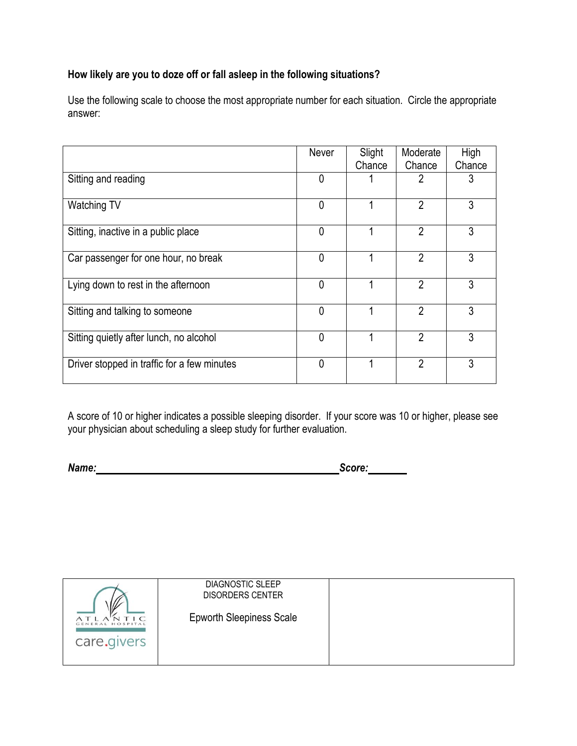**How likely are you to doze off or fall asleep in the following situations?**

Use the following scale to choose the most appropriate number for each situation. Circle the appropriate answer:

| | Never | Slight Chance | Moderate Chance | High Chance |
|---|---|---|---|---|
| Sitting and reading | 0 | 1 | 2 | 3 |
| Watching TV | 0 | 1 | 2 | 3 |
| Sitting, inactive in a public place | 0 | 1 | 2 | 3 |
| Car passenger for one hour, no break | 0 | 1 | 2 | 3 |
| Lying down to rest in the afternoon | 0 | 1 | 2 | 3 |
| Sitting and talking to someone | 0 | 1 | 2 | 3 |
| Sitting quietly after lunch, no alcohol | 0 | 1 | 2 | 3 |
| Driver stopped in traffic for a few minutes | 0 | 1 | 2 | 3 |

A score of 10 or higher indicates a possible sleeping disorder. If your score was 10 or higher, please see your physician about scheduling a sleep study for further evaluation.

***Name:*** ______________________________ ***Score:*** ________

| ATLANTIC GENERAL HOSPITAL care.givers | DIAGNOSTIC SLEEP DISORDERS CENTER<br><br>Epworth Sleepiness Scale | |
|---|---|---|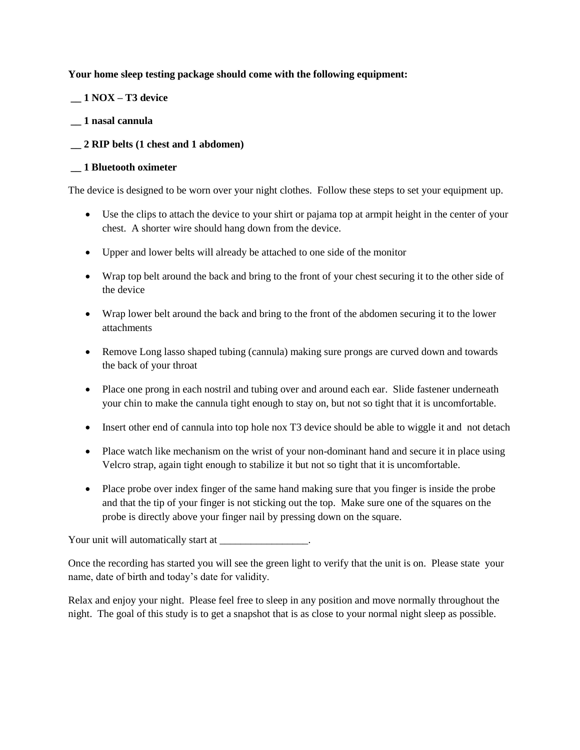**Your home sleep testing package should come with the following equipment:**

**__ 1 NOX – T3 device**

**__ 1 nasal cannula**

**__ 2 RIP belts (1 chest and 1 abdomen)**

**__ 1 Bluetooth oximeter**

The device is designed to be worn over your night clothes. Follow these steps to set your equipment up.

- Use the clips to attach the device to your shirt or pajama top at armpit height in the center of your chest. A shorter wire should hang down from the device.
- Upper and lower belts will already be attached to one side of the monitor
- Wrap top belt around the back and bring to the front of your chest securing it to the other side of the device
- Wrap lower belt around the back and bring to the front of the abdomen securing it to the lower attachments
- Remove Long lasso shaped tubing (cannula) making sure prongs are curved down and towards the back of your throat
- Place one prong in each nostril and tubing over and around each ear. Slide fastener underneath your chin to make the cannula tight enough to stay on, but not so tight that it is uncomfortable.
- Insert other end of cannula into top hole nox T3 device should be able to wiggle it and not detach
- Place watch like mechanism on the wrist of your non-dominant hand and secure it in place using Velcro strap, again tight enough to stabilize it but not so tight that it is uncomfortable.
- Place probe over index finger of the same hand making sure that you finger is inside the probe and that the tip of your finger is not sticking out the top. Make sure one of the squares on the probe is directly above your finger nail by pressing down on the square.

Your unit will automatically start at _________________.

Once the recording has started you will see the green light to verify that the unit is on. Please state your name, date of birth and today's date for validity.

Relax and enjoy your night. Please feel free to sleep in any position and move normally throughout the night. The goal of this study is to get a snapshot that is as close to your normal night sleep as possible.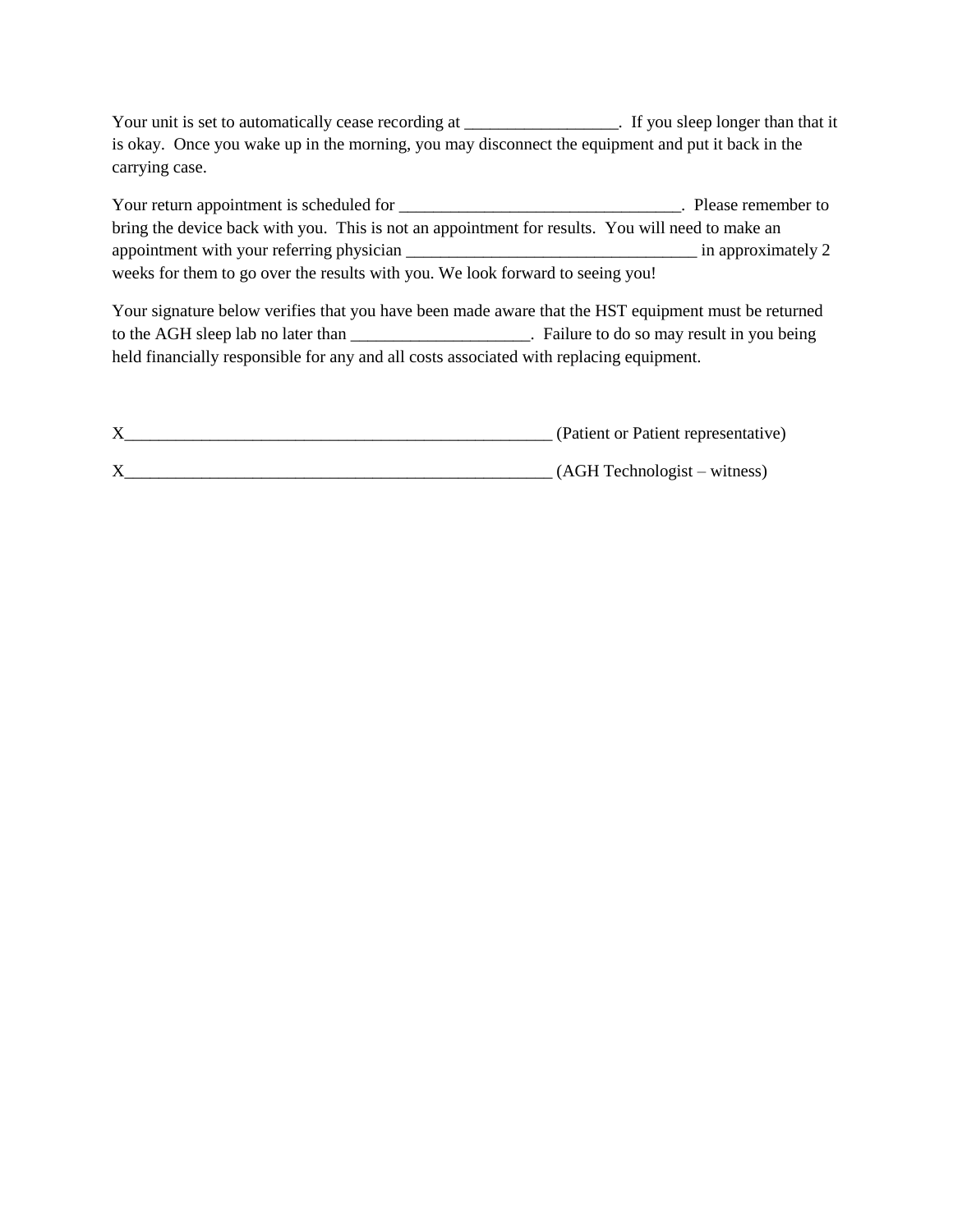Your unit is set to automatically cease recording at __________________. If you sleep longer than that it is okay. Once you wake up in the morning, you may disconnect the equipment and put it back in the carrying case.

Your return appointment is scheduled for _________________________________. Please remember to bring the device back with you. This is not an appointment for results. You will need to make an appointment with your referring physician __________________________________ in approximately 2 weeks for them to go over the results with you. We look forward to seeing you!

Your signature below verifies that you have been made aware that the HST equipment must be returned to the AGH sleep lab no later than _____________________. Failure to do so may result in you being held financially responsible for any and all costs associated with replacing equipment.

X____________________________________________________ (Patient or Patient representative)

X____________________________________________________ (AGH Technologist – witness)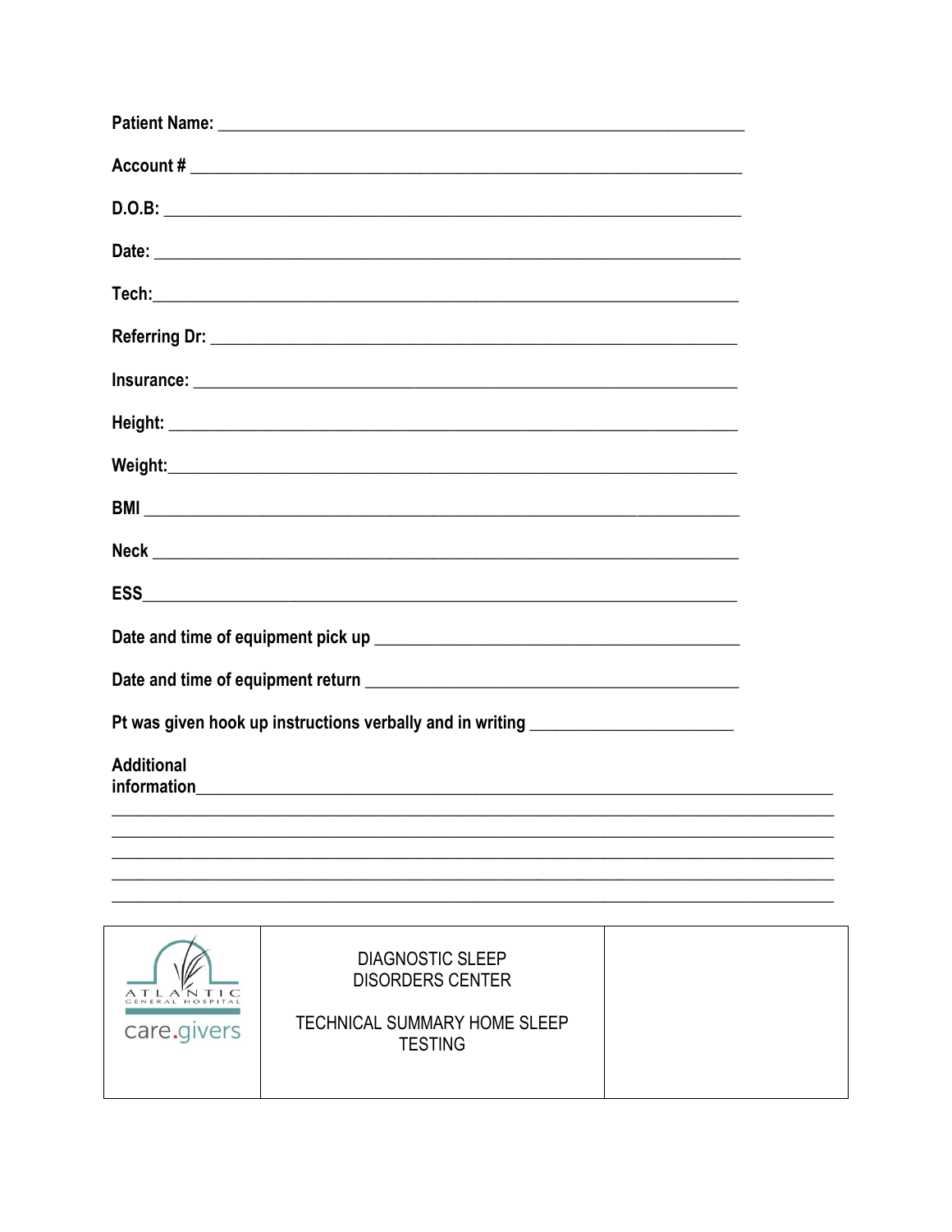Patient Name: ______________________________________________________________

Account # _________________________________________________________________

D.O.B: ___________________________________________________________________

Date: ____________________________________________________________________

Tech:_____________________________________________________________________

Referring Dr: ______________________________________________________________

Insurance: ________________________________________________________________

Height: ___________________________________________________________________

Weight:___________________________________________________________________

BMI ______________________________________________________________________

Neck _____________________________________________________________________

ESS______________________________________________________________________

Date and time of equipment pick up ___________________________________________

Date and time of equipment return ____________________________________________

Pt was given hook up instructions verbally and in writing _______________________

Additional information___________________________________________________________
_____________________________________________________________________________
_____________________________________________________________________________
_____________________________________________________________________________
_____________________________________________________________________________
_____________________________________________________________________________

| ATLANTIC GENERAL HOSPITAL care.givers | DIAGNOSTIC SLEEP DISORDERS CENTER<br><br>TECHNICAL SUMMARY HOME SLEEP TESTING | |
|---|---|---|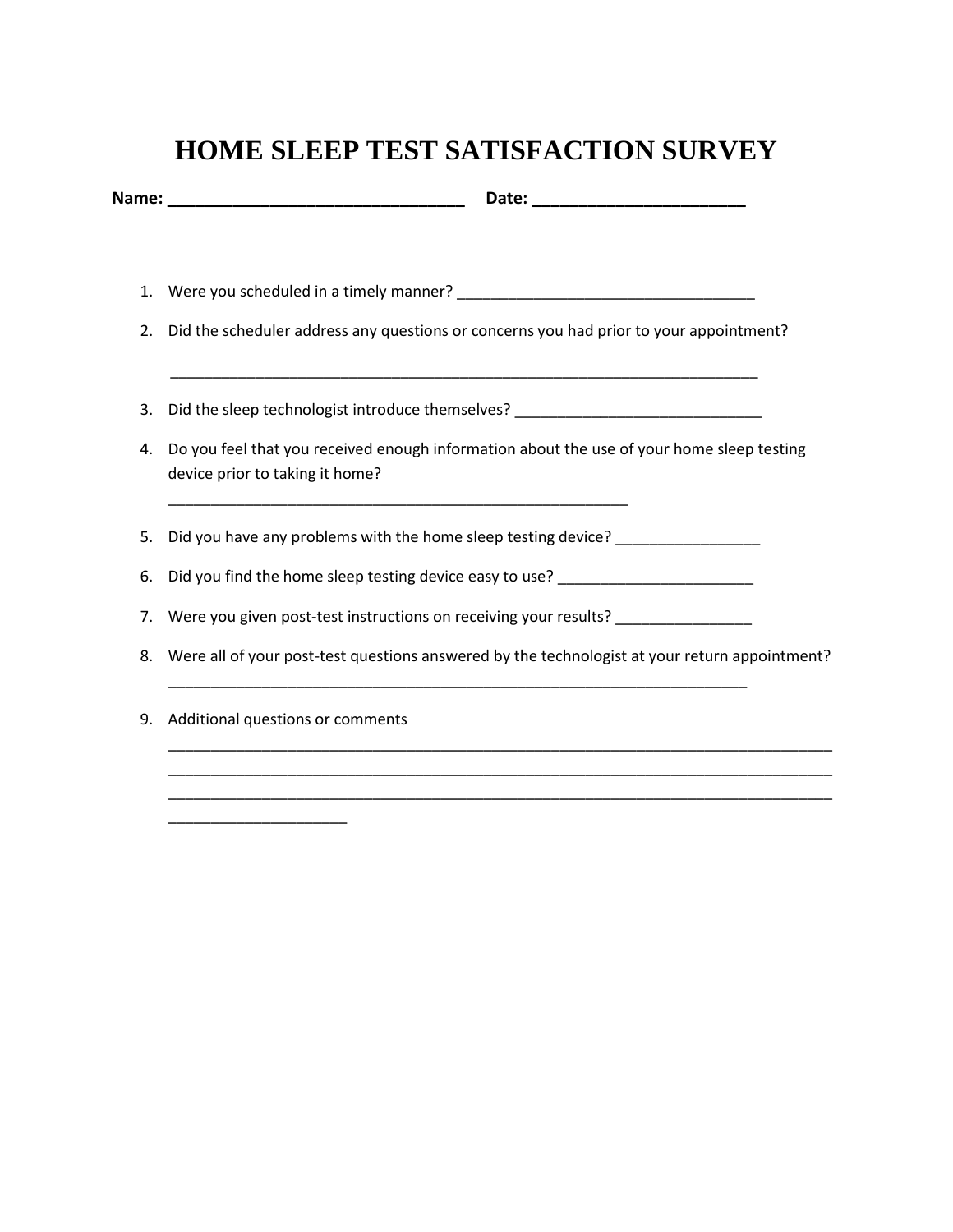# HOME SLEEP TEST SATISFACTION SURVEY

**Name: ________________________________ Date: _______________________**

1. Were you scheduled in a timely manner? ___________________________________
2. Did the scheduler address any questions or concerns you had prior to your appointment?

   _______________________________________________________________________
3. Did the sleep technologist introduce themselves? _____________________________
4. Do you feel that you received enough information about the use of your home sleep testing device prior to taking it home?

   _______________________________________________________
5. Did you have any problems with the home sleep testing device? ________________
6. Did you find the home sleep testing device easy to use? ______________________
7. Were you given post-test instructions on receiving your results? ________________
8. Were all of your post-test questions answered by the technologist at your return appointment?

   _____________________________________________________________________
9. Additional questions or comments

   _______________________________________________________________________________
   _______________________________________________________________________________
   _______________________________________________________________________________
   _____________________